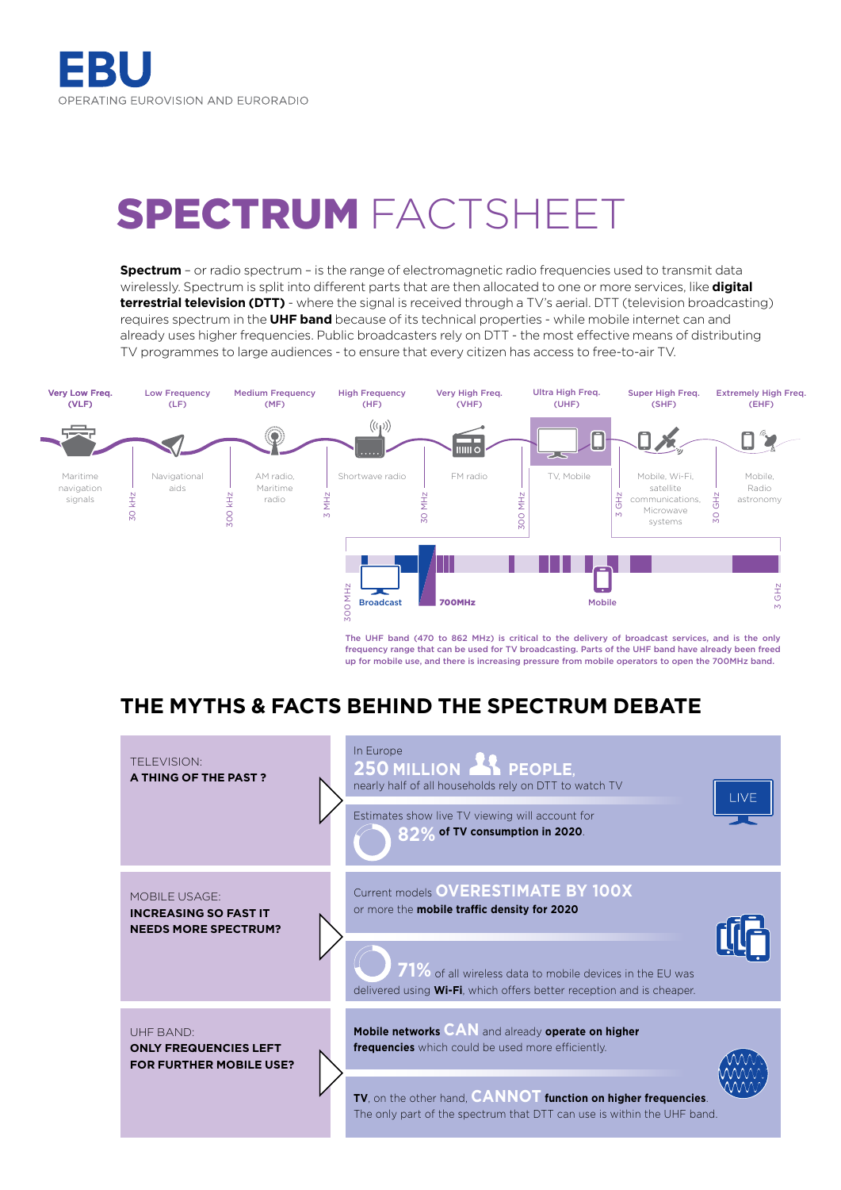**EBU**
OPERATING EUROVISION AND EURORADIO

# SPECTRUM FACTSHEET

**Spectrum** – or radio spectrum – is the range of electromagnetic radio frequencies used to transmit data wirelessly. Spectrum is split into different parts that are then allocated to one or more services, like **digital terrestrial television (DTT)** - where the signal is received through a TV's aerial. DTT (television broadcasting) requires spectrum in the **UHF band** because of its technical properties - while mobile internet can and already uses higher frequencies. Public broadcasters rely on DTT - the most effective means of distributing TV programmes to large audiences - to ensure that every citizen has access to free-to-air TV.

| Band | Uses | Upper limit |
|---|---|---|
| Very Low Freq. (VLF) | Maritime navigation signals | 30 kHz |
| Low Frequency (LF) | Navigational aids | 300 kHz |
| Medium Frequency (MF) | AM radio, Maritime radio | 3 MHz |
| High Frequency (HF) | Shortwave radio | 30 MHz |
| Very High Freq. (VHF) | FM radio | 300 MHz |
| Ultra High Freq. (UHF) | TV, Mobile | 3 GHz |
| Super High Freq. (SHF) | Mobile, Wi-Fi, satellite communications, Microwave systems | 30 GHz |
| Extremely High Freq. (EHF) | Mobile, Radio astronomy | |

300 MHz – Broadcast – 700MHz – Mobile – 3 GHz

The UHF band (470 to 862 MHz) is critical to the delivery of broadcast services, and is the only frequency range that can be used for TV broadcasting. Parts of the UHF band have already been freed up for mobile use, and there is increasing pressure from mobile operators to open the 700MHz band.

## THE MYTHS & FACTS BEHIND THE SPECTRUM DEBATE

### TELEVISION: A THING OF THE PAST ?

In Europe **250 MILLION PEOPLE**, nearly half of all households rely on DTT to watch TV

Estimates show live TV viewing will account for **82% of TV consumption in 2020**.

LIVE

### MOBILE USAGE: INCREASING SO FAST IT NEEDS MORE SPECTRUM?

Current models **OVERESTIMATE BY 100X** or more the **mobile traffic density for 2020**

**71%** of all wireless data to mobile devices in the EU was delivered using **Wi-Fi**, which offers better reception and is cheaper.

### UHF BAND: ONLY FREQUENCIES LEFT FOR FURTHER MOBILE USE?

**Mobile networks CAN** and already **operate on higher frequencies** which could be used more efficiently.

**TV**, on the other hand, **CANNOT function on higher frequencies**. The only part of the spectrum that DTT can use is within the UHF band.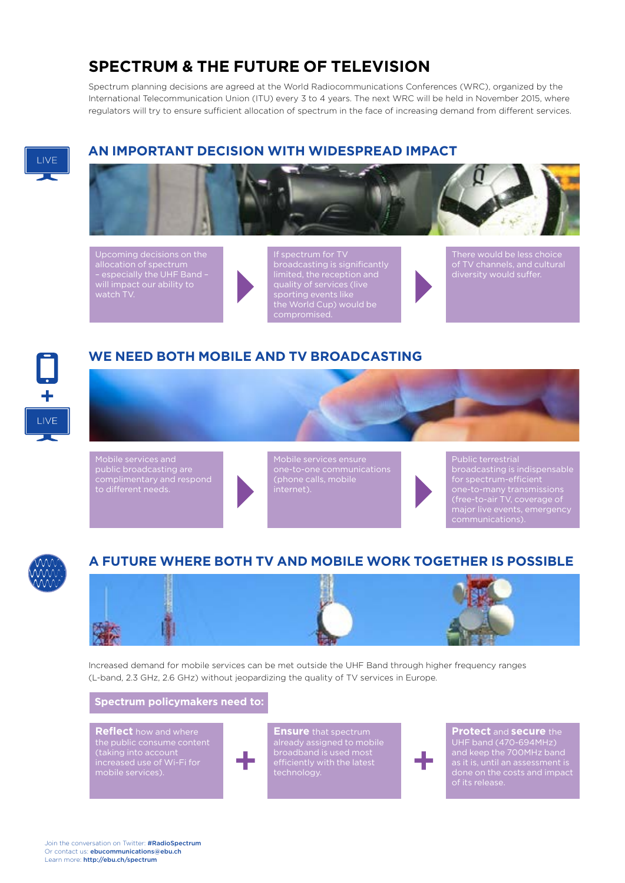# SPECTRUM & THE FUTURE OF TELEVISION

Spectrum planning decisions are agreed at the World Radiocommunications Conferences (WRC), organized by the International Telecommunication Union (ITU) every 3 to 4 years. The next WRC will be held in November 2015, where regulators will try to ensure sufficient allocation of spectrum in the face of increasing demand from different services.

LIVE

## AN IMPORTANT DECISION WITH WIDESPREAD IMPACT

Upcoming decisions on the allocation of spectrum – especially the UHF Band – will impact our ability to watch TV.

If spectrum for TV broadcasting is significantly limited, the reception and quality of services (live sporting events like the World Cup) would be compromised.

There would be less choice of TV channels, and cultural diversity would suffer.

LIVE

## WE NEED BOTH MOBILE AND TV BROADCASTING

Mobile services and public broadcasting are complimentary and respond to different needs.

Mobile services ensure one-to-one communications (phone calls, mobile internet).

Public terrestrial broadcasting is indispensable for spectrum-efficient one-to-many transmissions (free-to-air TV, coverage of major live events, emergency communications).

## A FUTURE WHERE BOTH TV AND MOBILE WORK TOGETHER IS POSSIBLE

Increased demand for mobile services can be met outside the UHF Band through higher frequency ranges (L-band, 2.3 GHz, 2.6 GHz) without jeopardizing the quality of TV services in Europe.

**Spectrum policymakers need to:**

**Reflect** how and where the public consume content (taking into account increased use of Wi-Fi for mobile services).

+

**Ensure** that spectrum already assigned to mobile broadband is used most efficiently with the latest technology.

+

**Protect** and **secure** the UHF band (470-694MHz) and keep the 700MHz band as it is, until an assessment is done on the costs and impact of its release.

Join the conversation on Twitter: **#RadioSpectrum**
Or contact us: **ebucommunications@ebu.ch**
Learn more: **http://ebu.ch/spectrum**